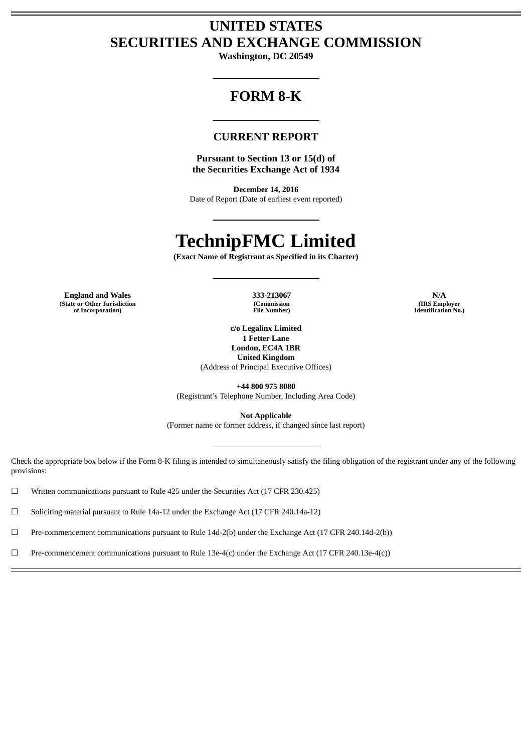# UNITED STATES
# SECURITIES AND EXCHANGE COMMISSION

**Washington, DC 20549**

---

## FORM 8-K

---

### CURRENT REPORT

**Pursuant to Section 13 or 15(d) of the Securities Exchange Act of 1934**

**December 14, 2016**
Date of Report (Date of earliest event reported)

---

# TechnipFMC Limited

**(Exact Name of Registrant as Specified in its Charter)**

---

| England and Wales | 333-213067 | N/A |
|---|---|---|
| (State or Other Jurisdiction of Incorporation) | (Commission File Number) | (IRS Employer Identification No.) |

**c/o Legalinx Limited**
**1 Fetter Lane**
**London, EC4A 1BR**
**United Kingdom**
(Address of Principal Executive Offices)

**+44 800 975 8080**
(Registrant's Telephone Number, Including Area Code)

**Not Applicable**
(Former name or former address, if changed since last report)

---

Check the appropriate box below if the Form 8-K filing is intended to simultaneously satisfy the filing obligation of the registrant under any of the following provisions:

☐ Written communications pursuant to Rule 425 under the Securities Act (17 CFR 230.425)

☐ Soliciting material pursuant to Rule 14a-12 under the Exchange Act (17 CFR 240.14a-12)

☐ Pre-commencement communications pursuant to Rule 14d-2(b) under the Exchange Act (17 CFR 240.14d-2(b))

☐ Pre-commencement communications pursuant to Rule 13e-4(c) under the Exchange Act (17 CFR 240.13e-4(c))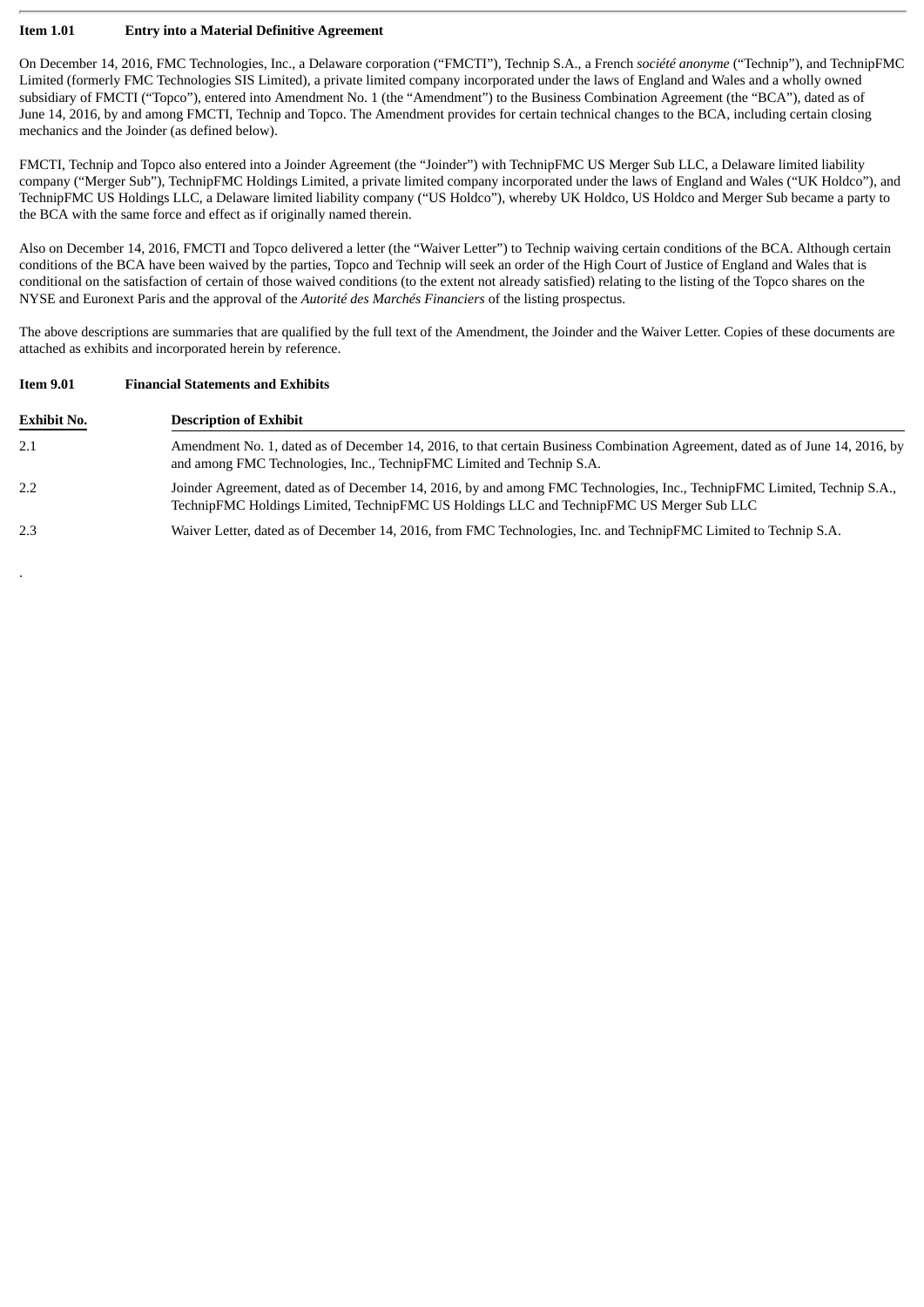**Item 1.01 Entry into a Material Definitive Agreement**

On December 14, 2016, FMC Technologies, Inc., a Delaware corporation ("FMCTI"), Technip S.A., a French *société anonyme* ("Technip"), and TechnipFMC Limited (formerly FMC Technologies SIS Limited), a private limited company incorporated under the laws of England and Wales and a wholly owned subsidiary of FMCTI ("Topco"), entered into Amendment No. 1 (the "Amendment") to the Business Combination Agreement (the "BCA"), dated as of June 14, 2016, by and among FMCTI, Technip and Topco. The Amendment provides for certain technical changes to the BCA, including certain closing mechanics and the Joinder (as defined below).

FMCTI, Technip and Topco also entered into a Joinder Agreement (the "Joinder") with TechnipFMC US Merger Sub LLC, a Delaware limited liability company ("Merger Sub"), TechnipFMC Holdings Limited, a private limited company incorporated under the laws of England and Wales ("UK Holdco"), and TechnipFMC US Holdings LLC, a Delaware limited liability company ("US Holdco"), whereby UK Holdco, US Holdco and Merger Sub became a party to the BCA with the same force and effect as if originally named therein.

Also on December 14, 2016, FMCTI and Topco delivered a letter (the "Waiver Letter") to Technip waiving certain conditions of the BCA. Although certain conditions of the BCA have been waived by the parties, Topco and Technip will seek an order of the High Court of Justice of England and Wales that is conditional on the satisfaction of certain of those waived conditions (to the extent not already satisfied) relating to the listing of the Topco shares on the NYSE and Euronext Paris and the approval of the *Autorité des Marchés Financiers* of the listing prospectus.

The above descriptions are summaries that are qualified by the full text of the Amendment, the Joinder and the Waiver Letter. Copies of these documents are attached as exhibits and incorporated herein by reference.

**Item 9.01 Financial Statements and Exhibits**

| Exhibit No. | Description of Exhibit |
|---|---|
| 2.1 | Amendment No. 1, dated as of December 14, 2016, to that certain Business Combination Agreement, dated as of June 14, 2016, by and among FMC Technologies, Inc., TechnipFMC Limited and Technip S.A. |
| 2.2 | Joinder Agreement, dated as of December 14, 2016, by and among FMC Technologies, Inc., TechnipFMC Limited, Technip S.A., TechnipFMC Holdings Limited, TechnipFMC US Holdings LLC and TechnipFMC US Merger Sub LLC |
| 2.3 | Waiver Letter, dated as of December 14, 2016, from FMC Technologies, Inc. and TechnipFMC Limited to Technip S.A. |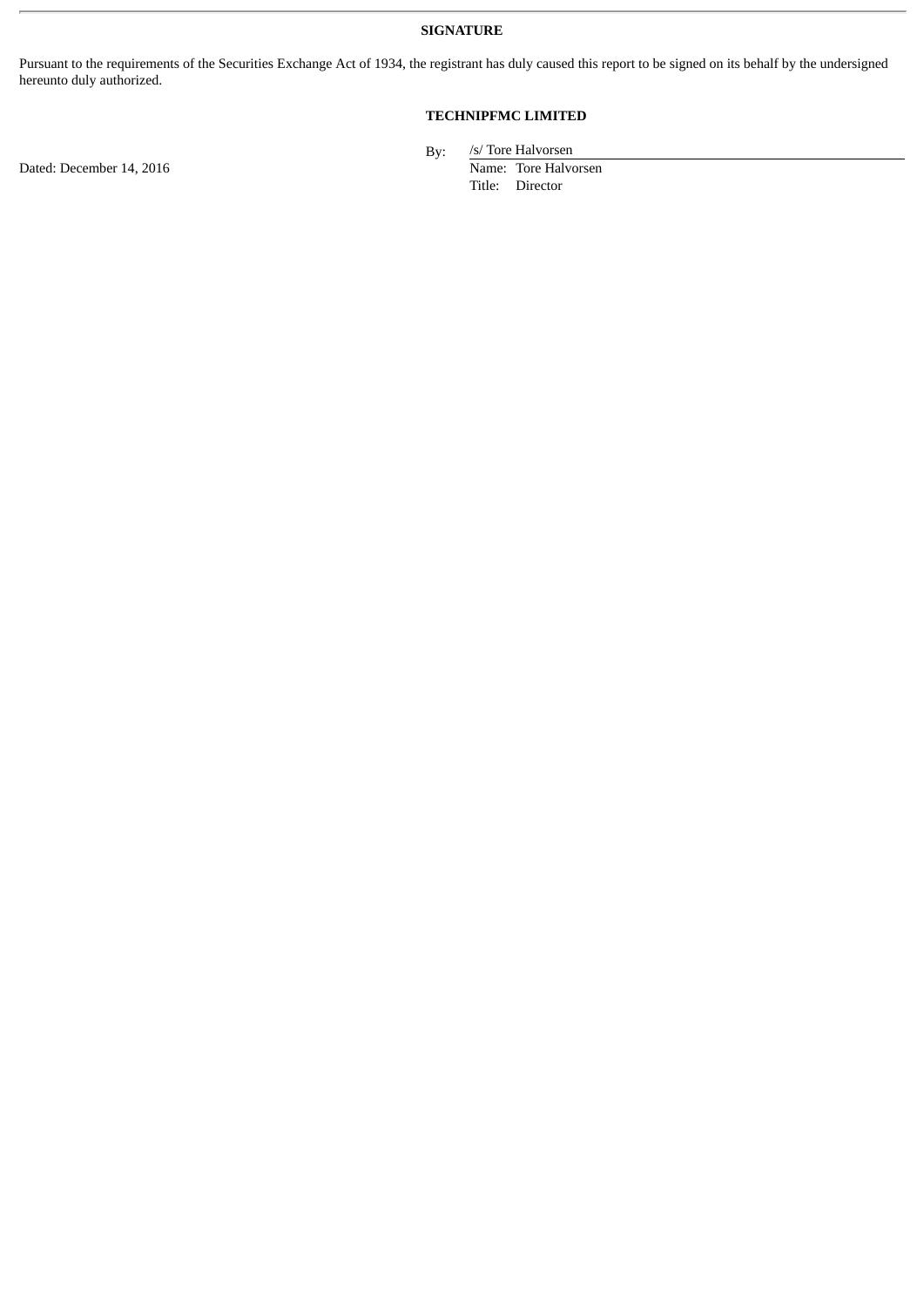# SIGNATURE

Pursuant to the requirements of the Securities Exchange Act of 1934, the registrant has duly caused this report to be signed on its behalf by the undersigned hereunto duly authorized.

**TECHNIPFMC LIMITED**

Dated: December 14, 2016

By: /s/ Tore Halvorsen
Name: Tore Halvorsen
Title: Director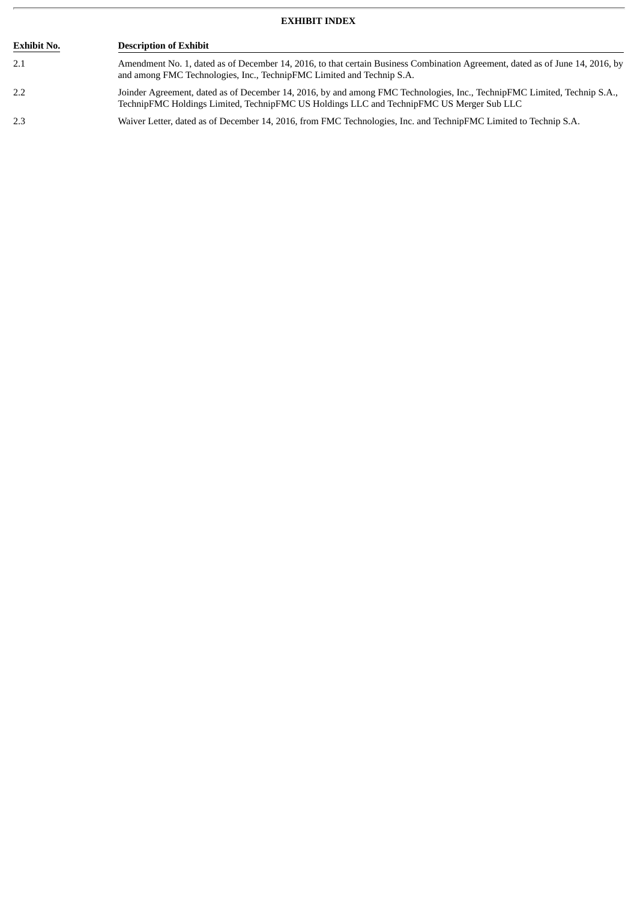**EXHIBIT INDEX**

| Exhibit No. | Description of Exhibit |
|---|---|
| 2.1 | Amendment No. 1, dated as of December 14, 2016, to that certain Business Combination Agreement, dated as of June 14, 2016, by and among FMC Technologies, Inc., TechnipFMC Limited and Technip S.A. |
| 2.2 | Joinder Agreement, dated as of December 14, 2016, by and among FMC Technologies, Inc., TechnipFMC Limited, Technip S.A., TechnipFMC Holdings Limited, TechnipFMC US Holdings LLC and TechnipFMC US Merger Sub LLC |
| 2.3 | Waiver Letter, dated as of December 14, 2016, from FMC Technologies, Inc. and TechnipFMC Limited to Technip S.A. |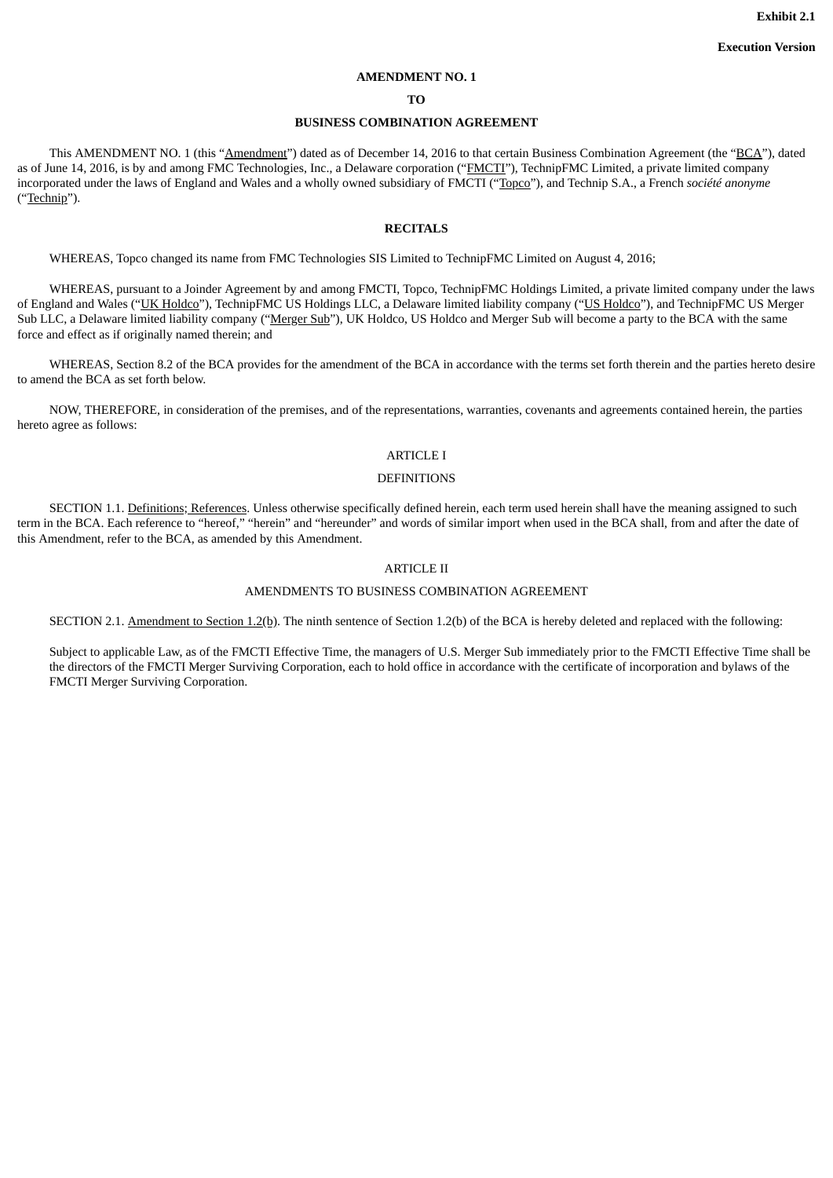**Exhibit 2.1**

**Execution Version**

**AMENDMENT NO. 1**

**TO**

**BUSINESS COMBINATION AGREEMENT**

This AMENDMENT NO. 1 (this "Amendment") dated as of December 14, 2016 to that certain Business Combination Agreement (the "BCA"), dated as of June 14, 2016, is by and among FMC Technologies, Inc., a Delaware corporation ("FMCTI"), TechnipFMC Limited, a private limited company incorporated under the laws of England and Wales and a wholly owned subsidiary of FMCTI ("Topco"), and Technip S.A., a French *société anonyme* ("Technip").

**RECITALS**

WHEREAS, Topco changed its name from FMC Technologies SIS Limited to TechnipFMC Limited on August 4, 2016;

WHEREAS, pursuant to a Joinder Agreement by and among FMCTI, Topco, TechnipFMC Holdings Limited, a private limited company under the laws of England and Wales ("UK Holdco"), TechnipFMC US Holdings LLC, a Delaware limited liability company ("US Holdco"), and TechnipFMC US Merger Sub LLC, a Delaware limited liability company ("Merger Sub"), UK Holdco, US Holdco and Merger Sub will become a party to the BCA with the same force and effect as if originally named therein; and

WHEREAS, Section 8.2 of the BCA provides for the amendment of the BCA in accordance with the terms set forth therein and the parties hereto desire to amend the BCA as set forth below.

NOW, THEREFORE, in consideration of the premises, and of the representations, warranties, covenants and agreements contained herein, the parties hereto agree as follows:

ARTICLE I

DEFINITIONS

SECTION 1.1. Definitions; References. Unless otherwise specifically defined herein, each term used herein shall have the meaning assigned to such term in the BCA. Each reference to "hereof," "herein" and "hereunder" and words of similar import when used in the BCA shall, from and after the date of this Amendment, refer to the BCA, as amended by this Amendment.

ARTICLE II

AMENDMENTS TO BUSINESS COMBINATION AGREEMENT

SECTION 2.1. Amendment to Section 1.2(b). The ninth sentence of Section 1.2(b) of the BCA is hereby deleted and replaced with the following:

> Subject to applicable Law, as of the FMCTI Effective Time, the managers of U.S. Merger Sub immediately prior to the FMCTI Effective Time shall be the directors of the FMCTI Merger Surviving Corporation, each to hold office in accordance with the certificate of incorporation and bylaws of the FMCTI Merger Surviving Corporation.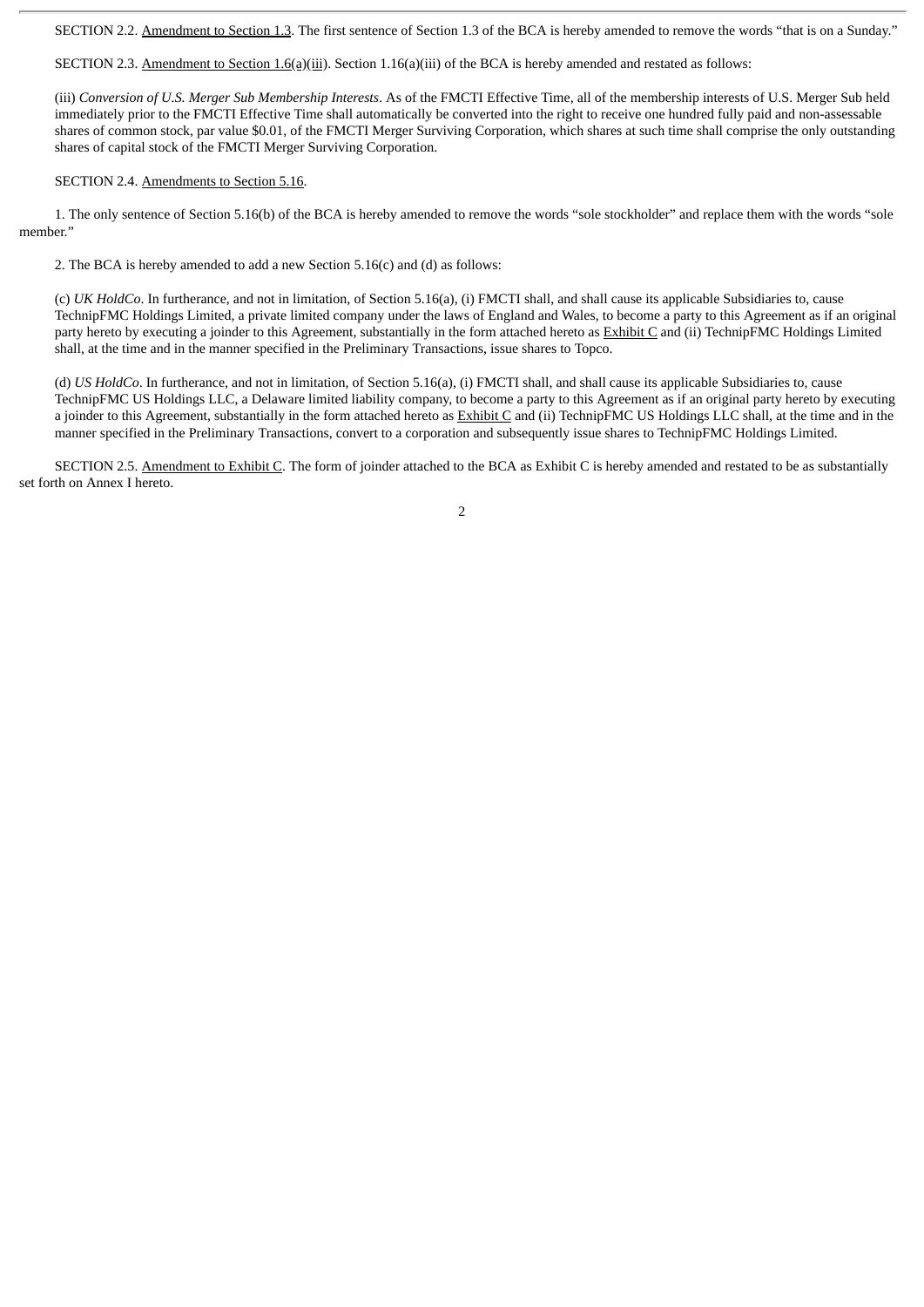SECTION 2.2. Amendment to Section 1.3. The first sentence of Section 1.3 of the BCA is hereby amended to remove the words "that is on a Sunday."

SECTION 2.3. Amendment to Section 1.6(a)(iii). Section 1.16(a)(iii) of the BCA is hereby amended and restated as follows:

(iii) *Conversion of U.S. Merger Sub Membership Interests*. As of the FMCTI Effective Time, all of the membership interests of U.S. Merger Sub held immediately prior to the FMCTI Effective Time shall automatically be converted into the right to receive one hundred fully paid and non-assessable shares of common stock, par value $0.01, of the FMCTI Merger Surviving Corporation, which shares at such time shall comprise the only outstanding shares of capital stock of the FMCTI Merger Surviving Corporation.

SECTION 2.4. Amendments to Section 5.16.

1. The only sentence of Section 5.16(b) of the BCA is hereby amended to remove the words "sole stockholder" and replace them with the words "sole member."

2. The BCA is hereby amended to add a new Section 5.16(c) and (d) as follows:

(c) *UK HoldCo*. In furtherance, and not in limitation, of Section 5.16(a), (i) FMCTI shall, and shall cause its applicable Subsidiaries to, cause TechnipFMC Holdings Limited, a private limited company under the laws of England and Wales, to become a party to this Agreement as if an original party hereto by executing a joinder to this Agreement, substantially in the form attached hereto as Exhibit C and (ii) TechnipFMC Holdings Limited shall, at the time and in the manner specified in the Preliminary Transactions, issue shares to Topco.

(d) *US HoldCo*. In furtherance, and not in limitation, of Section 5.16(a), (i) FMCTI shall, and shall cause its applicable Subsidiaries to, cause TechnipFMC US Holdings LLC, a Delaware limited liability company, to become a party to this Agreement as if an original party hereto by executing a joinder to this Agreement, substantially in the form attached hereto as Exhibit C and (ii) TechnipFMC US Holdings LLC shall, at the time and in the manner specified in the Preliminary Transactions, convert to a corporation and subsequently issue shares to TechnipFMC Holdings Limited.

SECTION 2.5. Amendment to Exhibit C. The form of joinder attached to the BCA as Exhibit C is hereby amended and restated to be as substantially set forth on Annex I hereto.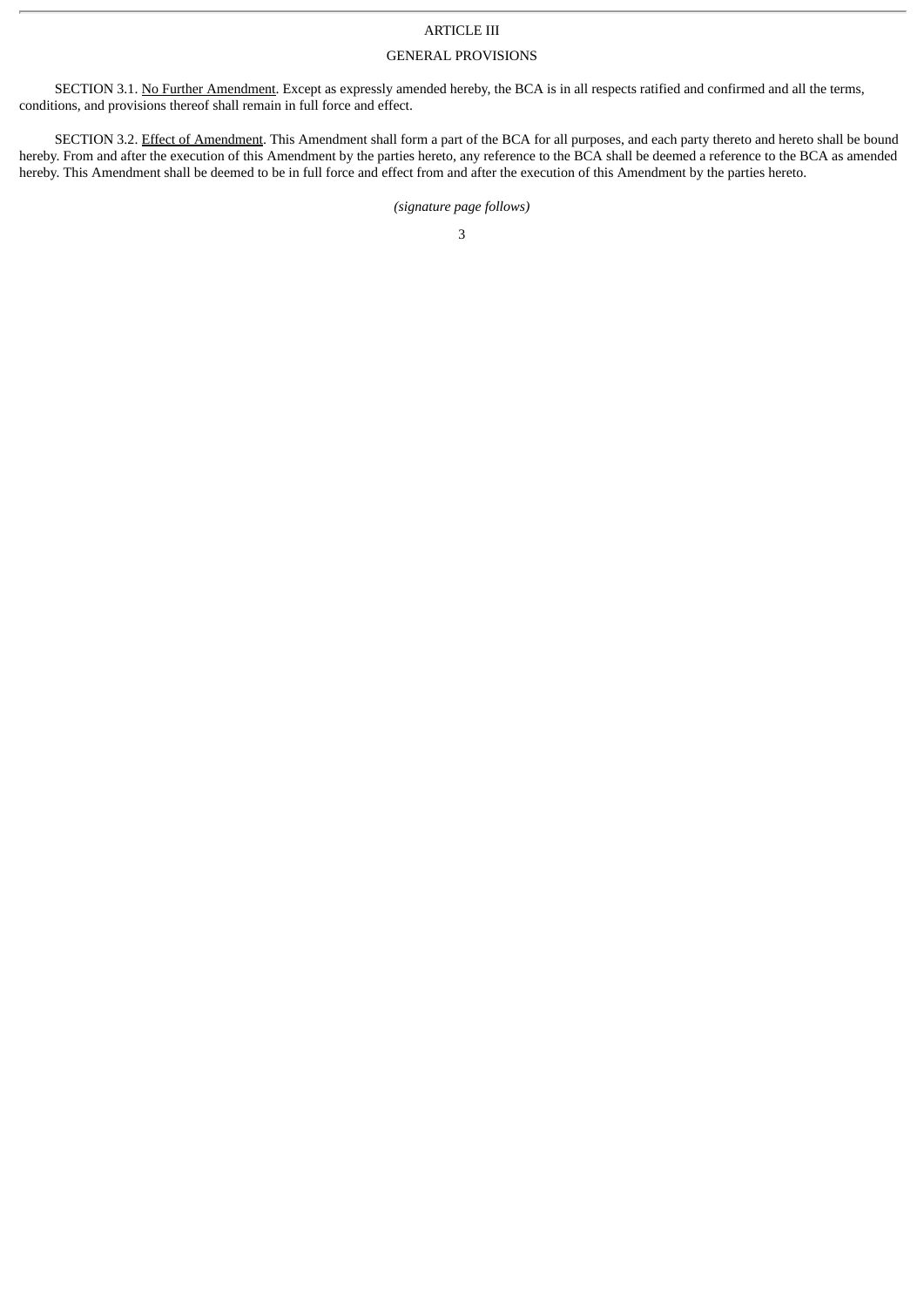# ARTICLE III

## GENERAL PROVISIONS

SECTION 3.1. No Further Amendment. Except as expressly amended hereby, the BCA is in all respects ratified and confirmed and all the terms, conditions, and provisions thereof shall remain in full force and effect.

SECTION 3.2. Effect of Amendment. This Amendment shall form a part of the BCA for all purposes, and each party thereto and hereto shall be bound hereby. From and after the execution of this Amendment by the parties hereto, any reference to the BCA shall be deemed a reference to the BCA as amended hereby. This Amendment shall be deemed to be in full force and effect from and after the execution of this Amendment by the parties hereto.

*(signature page follows)*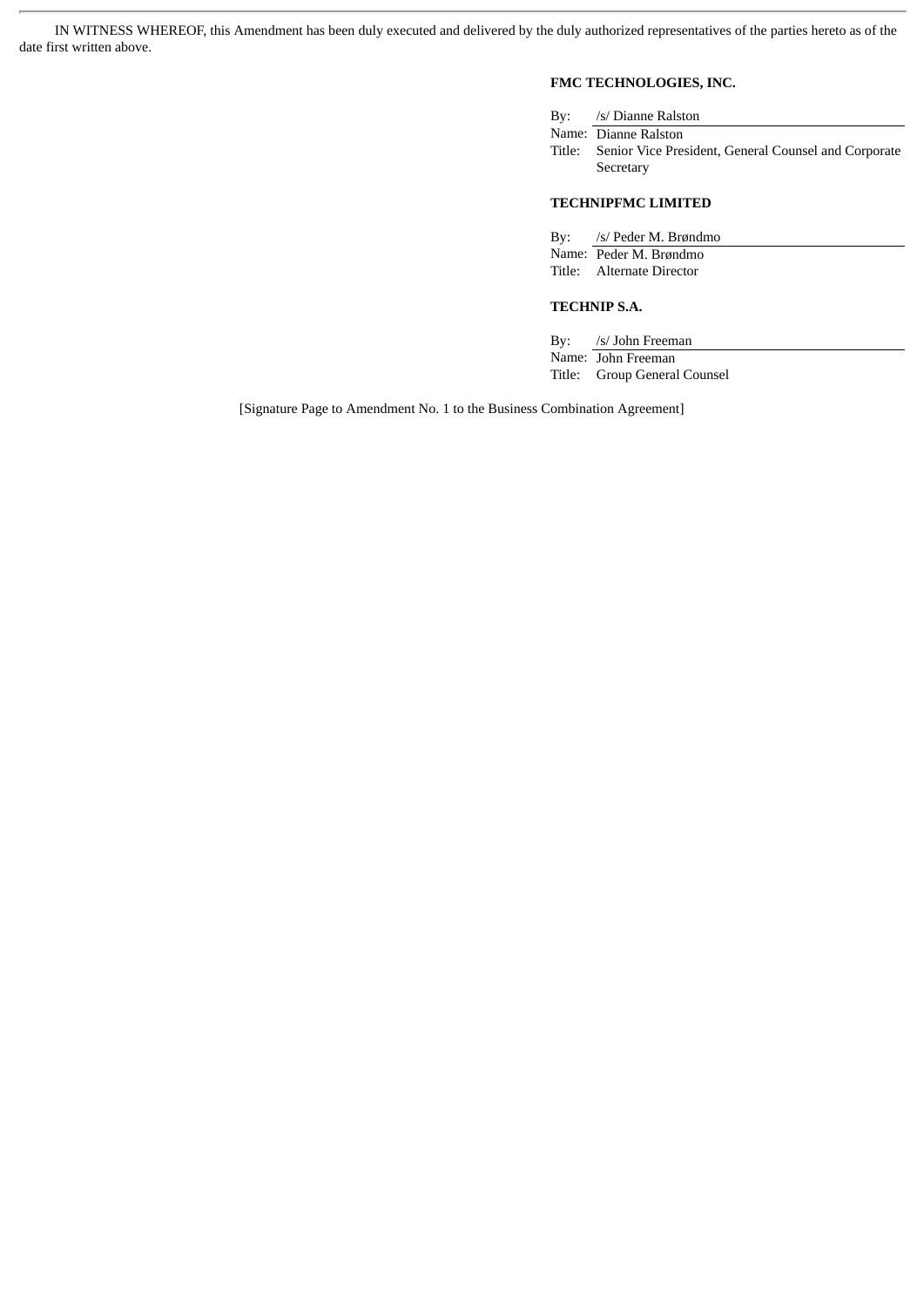IN WITNESS WHEREOF, this Amendment has been duly executed and delivered by the duly authorized representatives of the parties hereto as of the date first written above.

**FMC TECHNOLOGIES, INC.**

By: /s/ Dianne Ralston
Name: Dianne Ralston
Title: Senior Vice President, General Counsel and Corporate Secretary

**TECHNIPFMC LIMITED**

By: /s/ Peder M. Brøndmo
Name: Peder M. Brøndmo
Title: Alternate Director

**TECHNIP S.A.**

By: /s/ John Freeman
Name: John Freeman
Title: Group General Counsel

[Signature Page to Amendment No. 1 to the Business Combination Agreement]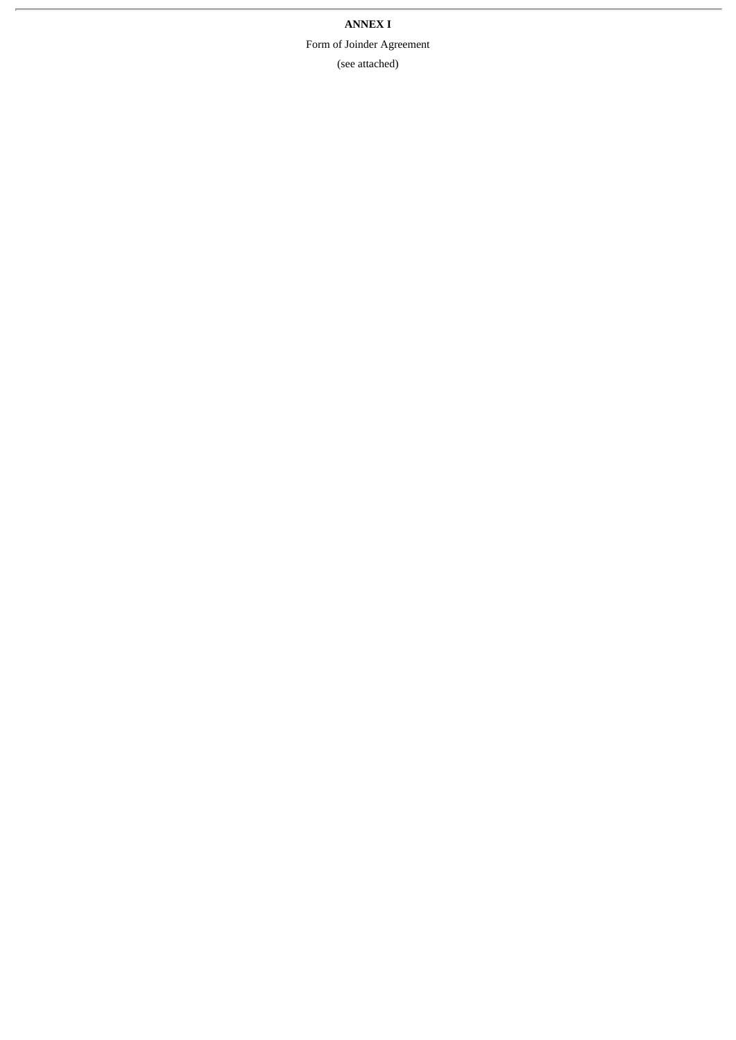**ANNEX I**

Form of Joinder Agreement

(see attached)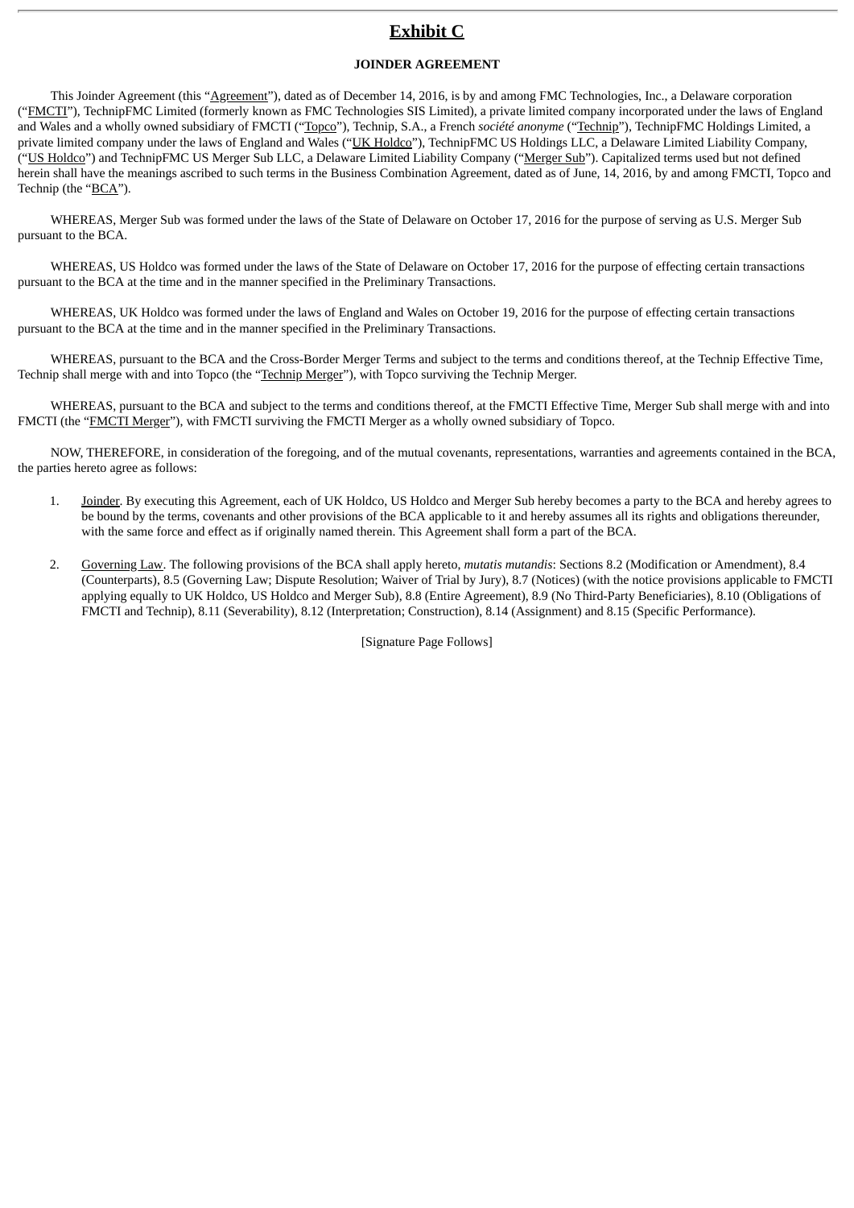# Exhibit C

**JOINDER AGREEMENT**

This Joinder Agreement (this "Agreement"), dated as of December 14, 2016, is by and among FMC Technologies, Inc., a Delaware corporation ("FMCTI"), TechnipFMC Limited (formerly known as FMC Technologies SIS Limited), a private limited company incorporated under the laws of England and Wales and a wholly owned subsidiary of FMCTI ("Topco"), Technip, S.A., a French *société anonyme* ("Technip"), TechnipFMC Holdings Limited, a private limited company under the laws of England and Wales ("UK Holdco"), TechnipFMC US Holdings LLC, a Delaware Limited Liability Company, ("US Holdco") and TechnipFMC US Merger Sub LLC, a Delaware Limited Liability Company ("Merger Sub"). Capitalized terms used but not defined herein shall have the meanings ascribed to such terms in the Business Combination Agreement, dated as of June, 14, 2016, by and among FMCTI, Topco and Technip (the "BCA").

WHEREAS, Merger Sub was formed under the laws of the State of Delaware on October 17, 2016 for the purpose of serving as U.S. Merger Sub pursuant to the BCA.

WHEREAS, US Holdco was formed under the laws of the State of Delaware on October 17, 2016 for the purpose of effecting certain transactions pursuant to the BCA at the time and in the manner specified in the Preliminary Transactions.

WHEREAS, UK Holdco was formed under the laws of England and Wales on October 19, 2016 for the purpose of effecting certain transactions pursuant to the BCA at the time and in the manner specified in the Preliminary Transactions.

WHEREAS, pursuant to the BCA and the Cross-Border Merger Terms and subject to the terms and conditions thereof, at the Technip Effective Time, Technip shall merge with and into Topco (the "Technip Merger"), with Topco surviving the Technip Merger.

WHEREAS, pursuant to the BCA and subject to the terms and conditions thereof, at the FMCTI Effective Time, Merger Sub shall merge with and into FMCTI (the "FMCTI Merger"), with FMCTI surviving the FMCTI Merger as a wholly owned subsidiary of Topco.

NOW, THEREFORE, in consideration of the foregoing, and of the mutual covenants, representations, warranties and agreements contained in the BCA, the parties hereto agree as follows:

1. Joinder. By executing this Agreement, each of UK Holdco, US Holdco and Merger Sub hereby becomes a party to the BCA and hereby agrees to be bound by the terms, covenants and other provisions of the BCA applicable to it and hereby assumes all its rights and obligations thereunder, with the same force and effect as if originally named therein. This Agreement shall form a part of the BCA.

2. Governing Law. The following provisions of the BCA shall apply hereto, *mutatis mutandis*: Sections 8.2 (Modification or Amendment), 8.4 (Counterparts), 8.5 (Governing Law; Dispute Resolution; Waiver of Trial by Jury), 8.7 (Notices) (with the notice provisions applicable to FMCTI applying equally to UK Holdco, US Holdco and Merger Sub), 8.8 (Entire Agreement), 8.9 (No Third-Party Beneficiaries), 8.10 (Obligations of FMCTI and Technip), 8.11 (Severability), 8.12 (Interpretation; Construction), 8.14 (Assignment) and 8.15 (Specific Performance).

[Signature Page Follows]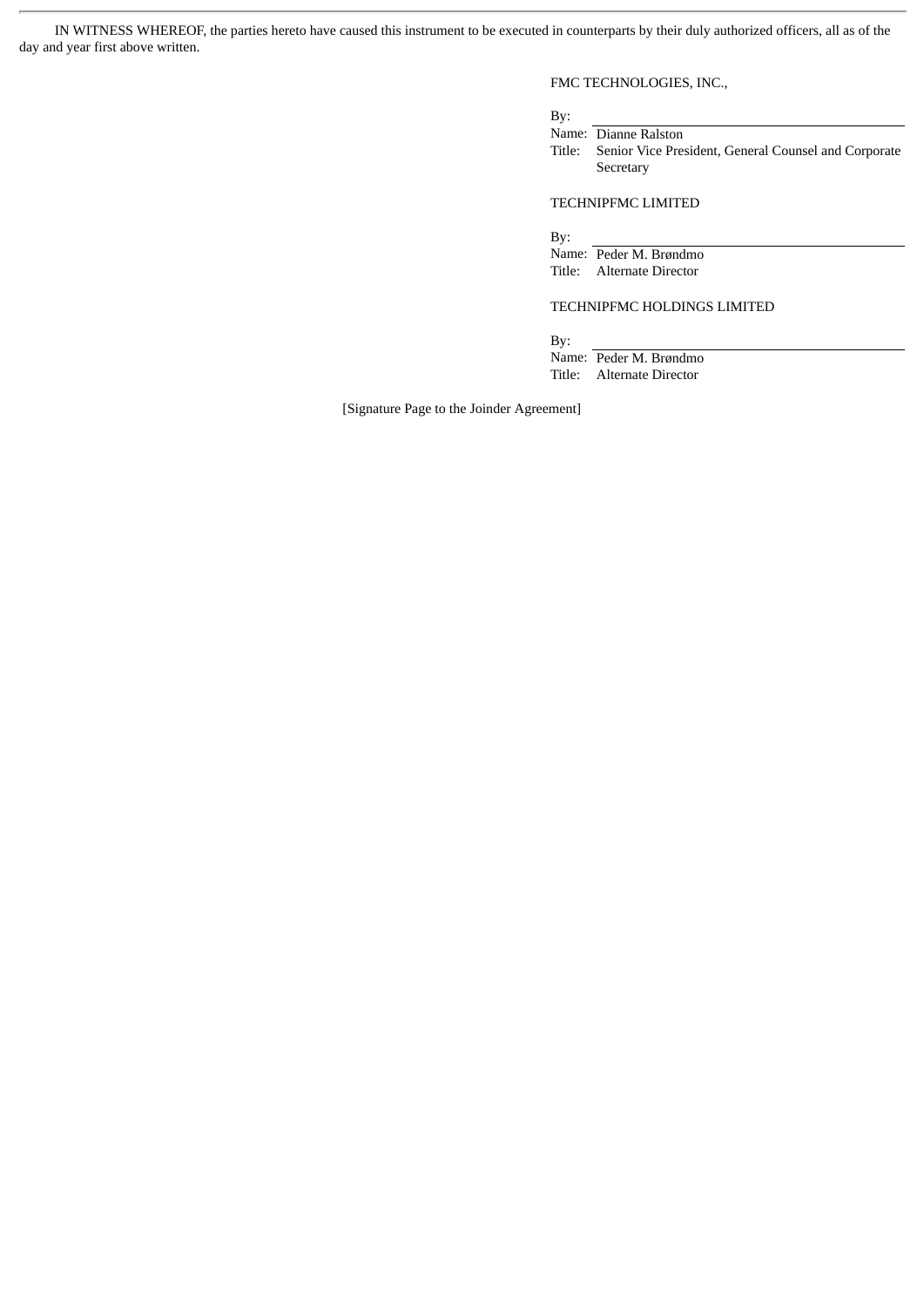IN WITNESS WHEREOF, the parties hereto have caused this instrument to be executed in counterparts by their duly authorized officers, all as of the day and year first above written.

FMC TECHNOLOGIES, INC.,

By: \_\_\_\_\_\_\_\_\_\_\_\_\_\_\_\_\_\_\_\_\_\_\_\_\_\_\_\_
Name: Dianne Ralston
Title: Senior Vice President, General Counsel and Corporate Secretary

TECHNIPFMC LIMITED

By: \_\_\_\_\_\_\_\_\_\_\_\_\_\_\_\_\_\_\_\_\_\_\_\_\_\_\_\_
Name: Peder M. Brøndmo
Title: Alternate Director

TECHNIPFMC HOLDINGS LIMITED

By: \_\_\_\_\_\_\_\_\_\_\_\_\_\_\_\_\_\_\_\_\_\_\_\_\_\_\_\_
Name: Peder M. Brøndmo
Title: Alternate Director

[Signature Page to the Joinder Agreement]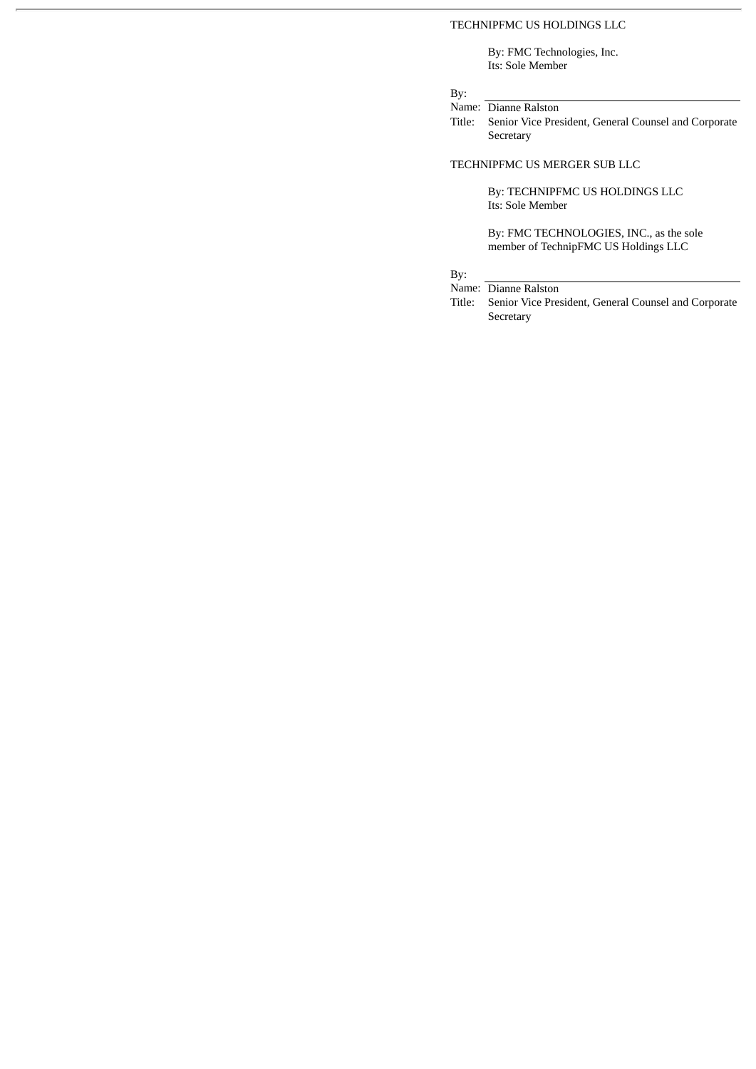TECHNIPFMC US HOLDINGS LLC

By: FMC Technologies, Inc.
Its: Sole Member

By: \_\_\_\_\_\_\_\_\_\_\_\_\_\_\_\_\_\_\_\_\_\_\_\_\_\_\_\_\_\_
Name: Dianne Ralston
Title: Senior Vice President, General Counsel and Corporate Secretary

TECHNIPFMC US MERGER SUB LLC

By: TECHNIPFMC US HOLDINGS LLC
Its: Sole Member

By: FMC TECHNOLOGIES, INC., as the sole member of TechnipFMC US Holdings LLC

By: \_\_\_\_\_\_\_\_\_\_\_\_\_\_\_\_\_\_\_\_\_\_\_\_\_\_\_\_\_\_
Name: Dianne Ralston
Title: Senior Vice President, General Counsel and Corporate Secretary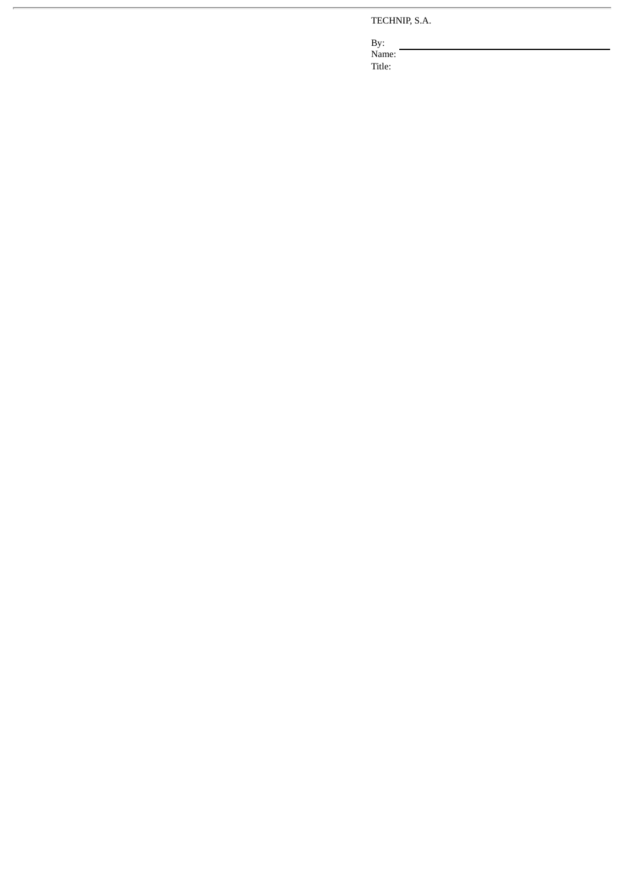TECHNIP, S.A.

By: \_\_\_\_\_\_\_\_\_\_\_\_\_\_\_\_\_\_\_\_\_\_\_\_\_\_\_\_\_\_\_\_

Name:

Title: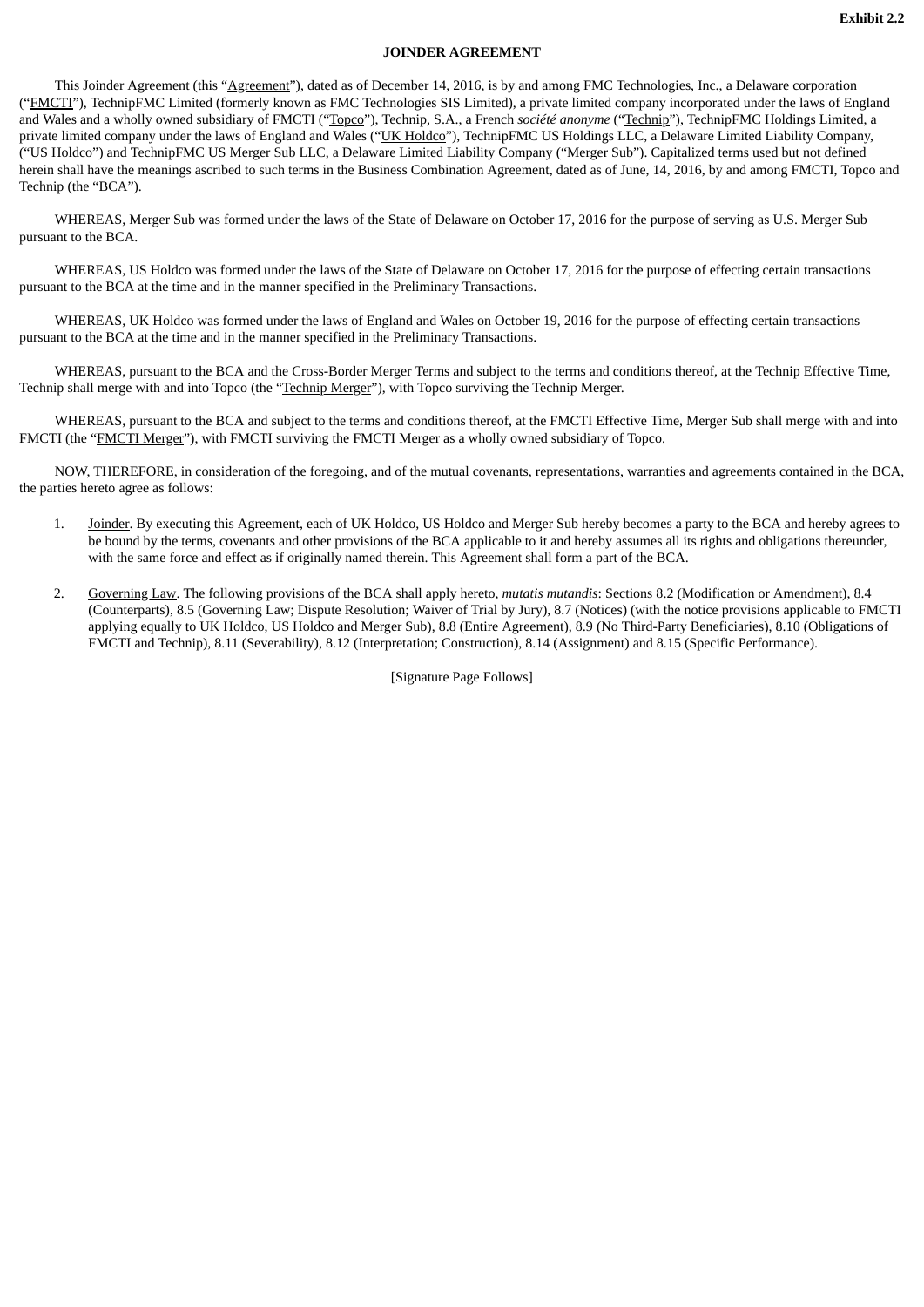**Exhibit 2.2**

**JOINDER AGREEMENT**

This Joinder Agreement (this "Agreement"), dated as of December 14, 2016, is by and among FMC Technologies, Inc., a Delaware corporation ("FMCTI"), TechnipFMC Limited (formerly known as FMC Technologies SIS Limited), a private limited company incorporated under the laws of England and Wales and a wholly owned subsidiary of FMCTI ("Topco"), Technip, S.A., a French *société anonyme* ("Technip"), TechnipFMC Holdings Limited, a private limited company under the laws of England and Wales ("UK Holdco"), TechnipFMC US Holdings LLC, a Delaware Limited Liability Company, ("US Holdco") and TechnipFMC US Merger Sub LLC, a Delaware Limited Liability Company ("Merger Sub"). Capitalized terms used but not defined herein shall have the meanings ascribed to such terms in the Business Combination Agreement, dated as of June, 14, 2016, by and among FMCTI, Topco and Technip (the "BCA").

WHEREAS, Merger Sub was formed under the laws of the State of Delaware on October 17, 2016 for the purpose of serving as U.S. Merger Sub pursuant to the BCA.

WHEREAS, US Holdco was formed under the laws of the State of Delaware on October 17, 2016 for the purpose of effecting certain transactions pursuant to the BCA at the time and in the manner specified in the Preliminary Transactions.

WHEREAS, UK Holdco was formed under the laws of England and Wales on October 19, 2016 for the purpose of effecting certain transactions pursuant to the BCA at the time and in the manner specified in the Preliminary Transactions.

WHEREAS, pursuant to the BCA and the Cross-Border Merger Terms and subject to the terms and conditions thereof, at the Technip Effective Time, Technip shall merge with and into Topco (the "Technip Merger"), with Topco surviving the Technip Merger.

WHEREAS, pursuant to the BCA and subject to the terms and conditions thereof, at the FMCTI Effective Time, Merger Sub shall merge with and into FMCTI (the "FMCTI Merger"), with FMCTI surviving the FMCTI Merger as a wholly owned subsidiary of Topco.

NOW, THEREFORE, in consideration of the foregoing, and of the mutual covenants, representations, warranties and agreements contained in the BCA, the parties hereto agree as follows:

1. Joinder. By executing this Agreement, each of UK Holdco, US Holdco and Merger Sub hereby becomes a party to the BCA and hereby agrees to be bound by the terms, covenants and other provisions of the BCA applicable to it and hereby assumes all its rights and obligations thereunder, with the same force and effect as if originally named therein. This Agreement shall form a part of the BCA.

2. Governing Law. The following provisions of the BCA shall apply hereto, *mutatis mutandis*: Sections 8.2 (Modification or Amendment), 8.4 (Counterparts), 8.5 (Governing Law; Dispute Resolution; Waiver of Trial by Jury), 8.7 (Notices) (with the notice provisions applicable to FMCTI applying equally to UK Holdco, US Holdco and Merger Sub), 8.8 (Entire Agreement), 8.9 (No Third-Party Beneficiaries), 8.10 (Obligations of FMCTI and Technip), 8.11 (Severability), 8.12 (Interpretation; Construction), 8.14 (Assignment) and 8.15 (Specific Performance).

[Signature Page Follows]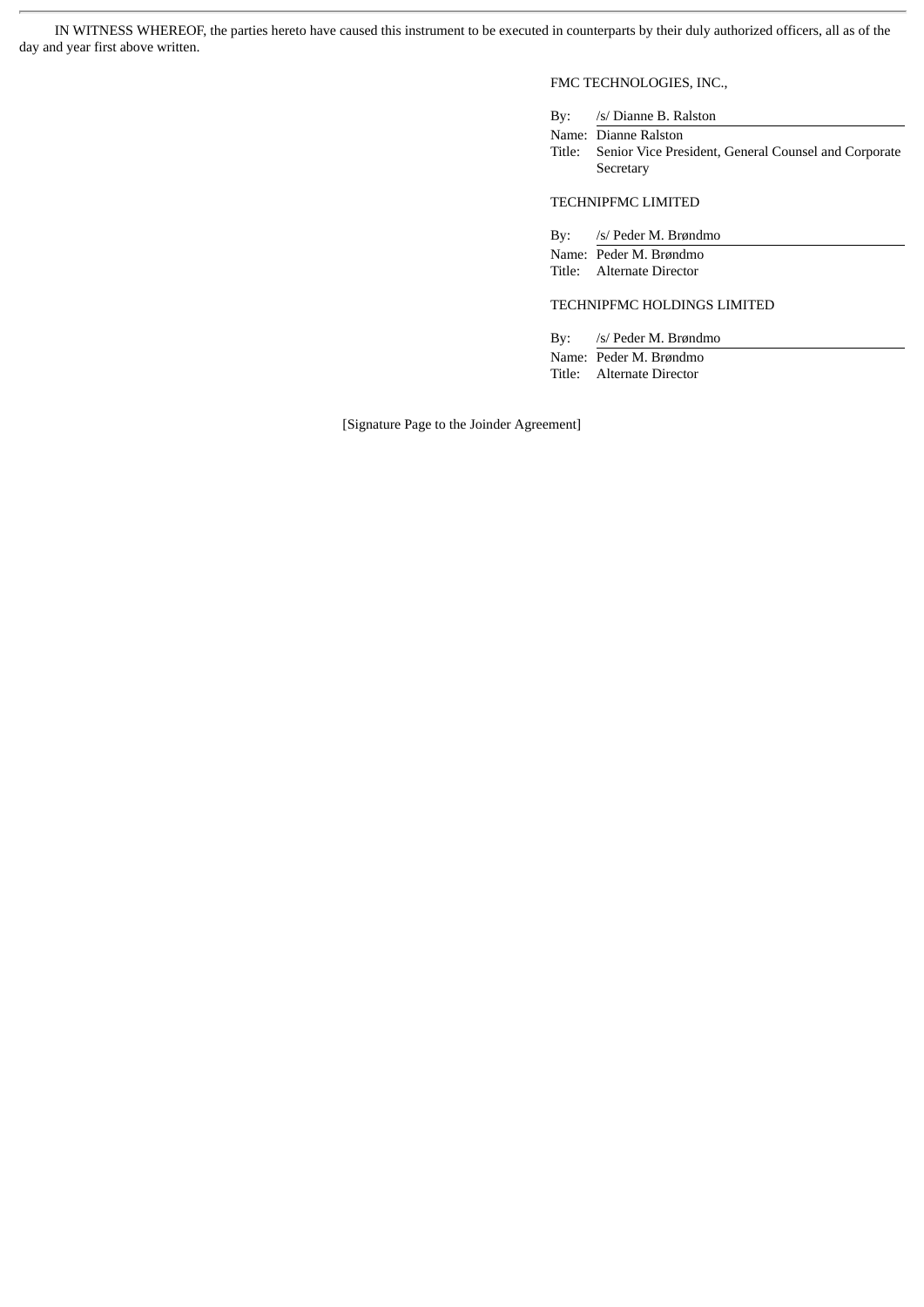IN WITNESS WHEREOF, the parties hereto have caused this instrument to be executed in counterparts by their duly authorized officers, all as of the day and year first above written.

FMC TECHNOLOGIES, INC.,

By: /s/ Dianne B. Ralston
Name: Dianne Ralston
Title: Senior Vice President, General Counsel and Corporate Secretary

TECHNIPFMC LIMITED

By: /s/ Peder M. Brøndmo
Name: Peder M. Brøndmo
Title: Alternate Director

TECHNIPFMC HOLDINGS LIMITED

By: /s/ Peder M. Brøndmo
Name: Peder M. Brøndmo
Title: Alternate Director

[Signature Page to the Joinder Agreement]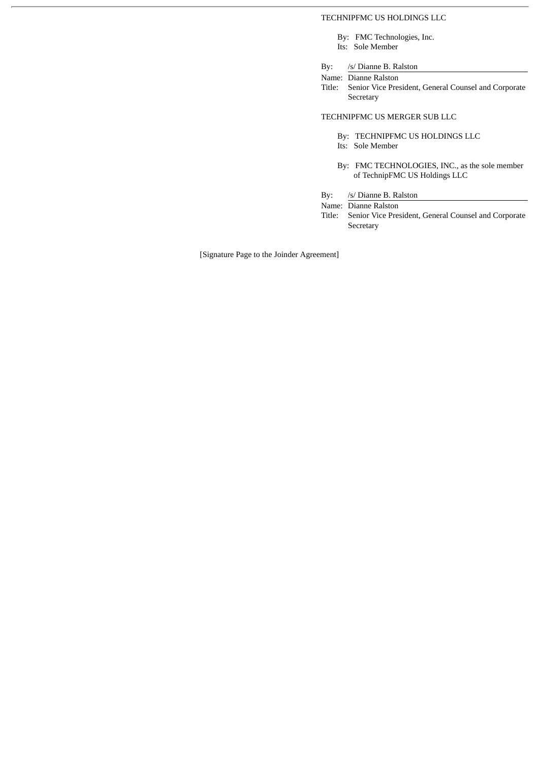TECHNIPFMC US HOLDINGS LLC

By: FMC Technologies, Inc.
Its: Sole Member

By: /s/ Dianne B. Ralston
Name: Dianne Ralston
Title: Senior Vice President, General Counsel and Corporate Secretary

TECHNIPFMC US MERGER SUB LLC

By: TECHNIPFMC US HOLDINGS LLC
Its: Sole Member

By: FMC TECHNOLOGIES, INC., as the sole member of TechnipFMC US Holdings LLC

By: /s/ Dianne B. Ralston
Name: Dianne Ralston
Title: Senior Vice President, General Counsel and Corporate Secretary

[Signature Page to the Joinder Agreement]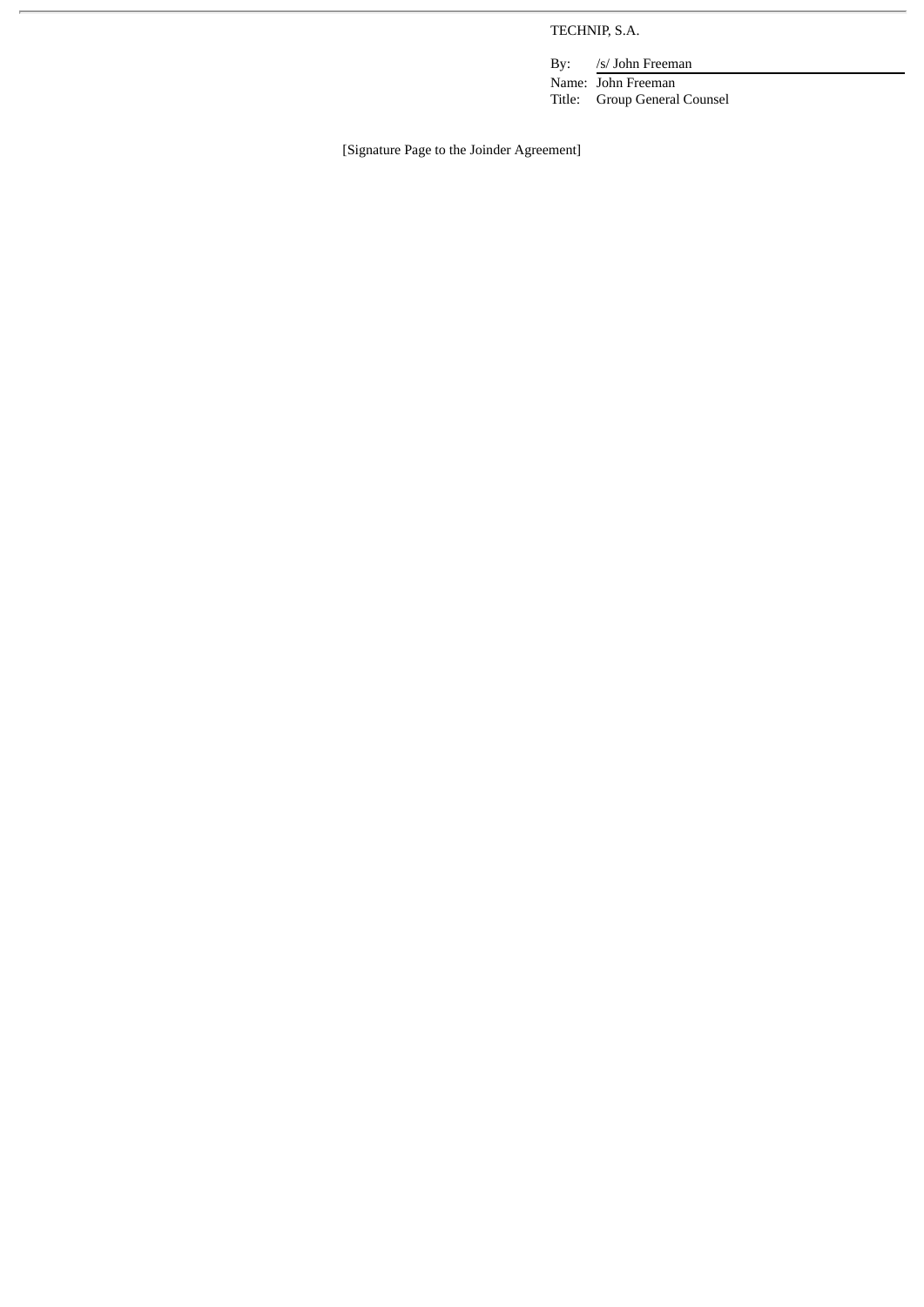TECHNIP, S.A.

By: /s/ John Freeman

Name: John Freeman

Title: Group General Counsel

[Signature Page to the Joinder Agreement]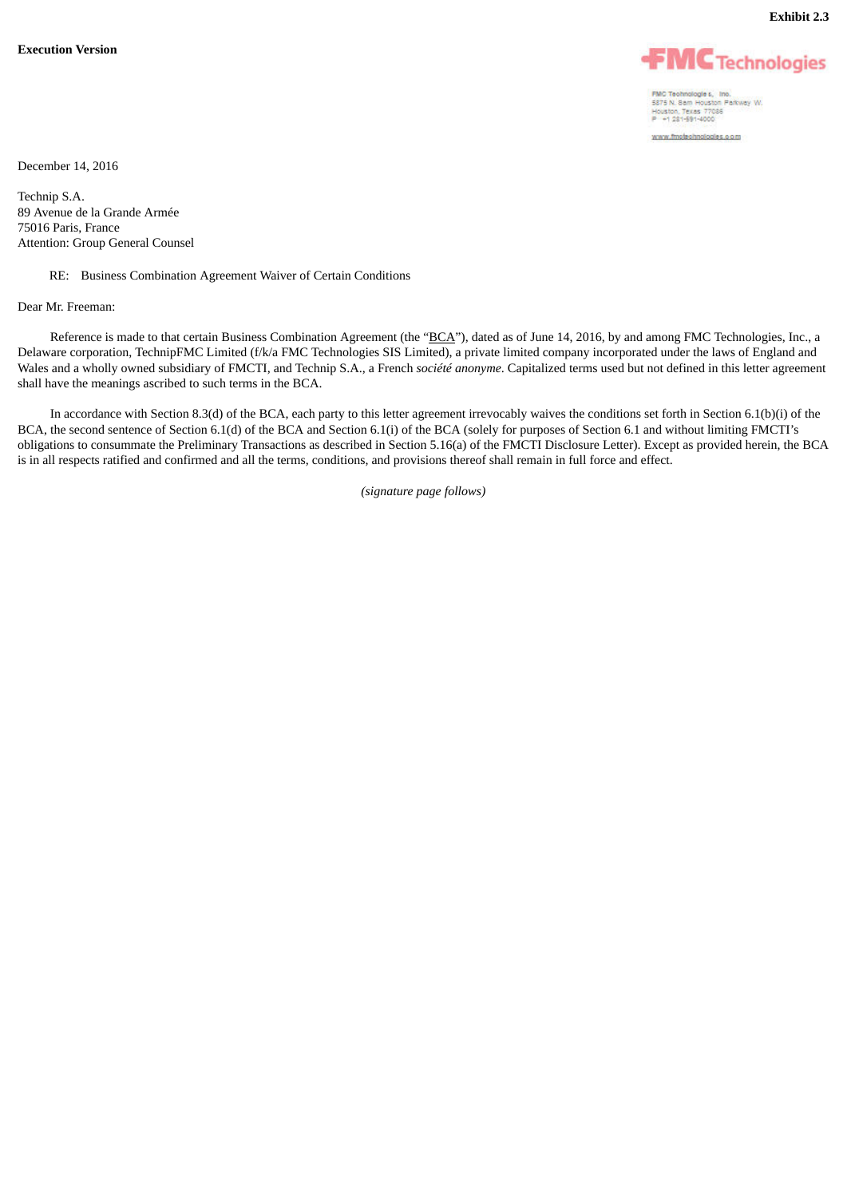**Exhibit 2.3**

**Execution Version**

FMC Technologies

FMC Technologies, Inc.
5875 N. Sam Houston Parkway W.
Houston, Texas 77086
P +1 281-591-4000

www.fmctechnologies.com

December 14, 2016

Technip S.A.
89 Avenue de la Grande Armée
75016 Paris, France
Attention: Group General Counsel

RE: Business Combination Agreement Waiver of Certain Conditions

Dear Mr. Freeman:

Reference is made to that certain Business Combination Agreement (the "BCA"), dated as of June 14, 2016, by and among FMC Technologies, Inc., a Delaware corporation, TechnipFMC Limited (f/k/a FMC Technologies SIS Limited), a private limited company incorporated under the laws of England and Wales and a wholly owned subsidiary of FMCTI, and Technip S.A., a French *société anonyme*. Capitalized terms used but not defined in this letter agreement shall have the meanings ascribed to such terms in the BCA.

In accordance with Section 8.3(d) of the BCA, each party to this letter agreement irrevocably waives the conditions set forth in Section 6.1(b)(i) of the BCA, the second sentence of Section 6.1(d) of the BCA and Section 6.1(i) of the BCA (solely for purposes of Section 6.1 and without limiting FMCTI's obligations to consummate the Preliminary Transactions as described in Section 5.16(a) of the FMCTI Disclosure Letter). Except as provided herein, the BCA is in all respects ratified and confirmed and all the terms, conditions, and provisions thereof shall remain in full force and effect.

*(signature page follows)*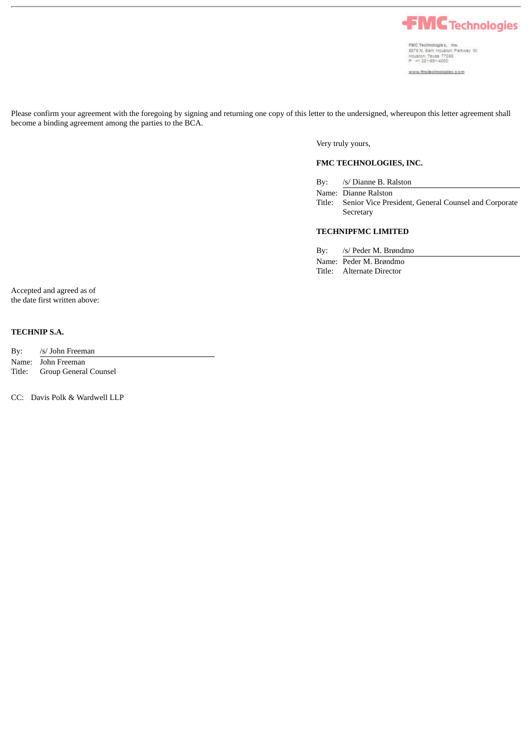FMC Technologies

FMC Technologies, Inc.
5875 N. Sam Houston Parkway W.
Houston, Texas 77086
P +1 281-591-4000

www.fmctechnologies.com

Please confirm your agreement with the foregoing by signing and returning one copy of this letter to the undersigned, whereupon this letter agreement shall become a binding agreement among the parties to the BCA.

Very truly yours,

**FMC TECHNOLOGIES, INC.**

By: /s/ Dianne B. Ralston
Name: Dianne Ralston
Title: Senior Vice President, General Counsel and Corporate Secretary

**TECHNIPFMC LIMITED**

By: /s/ Peder M. Brøndmo
Name: Peder M. Brøndmo
Title: Alternate Director

Accepted and agreed as of
the date first written above:

**TECHNIP S.A.**

By: /s/ John Freeman
Name: John Freeman
Title: Group General Counsel

CC: Davis Polk & Wardwell LLP